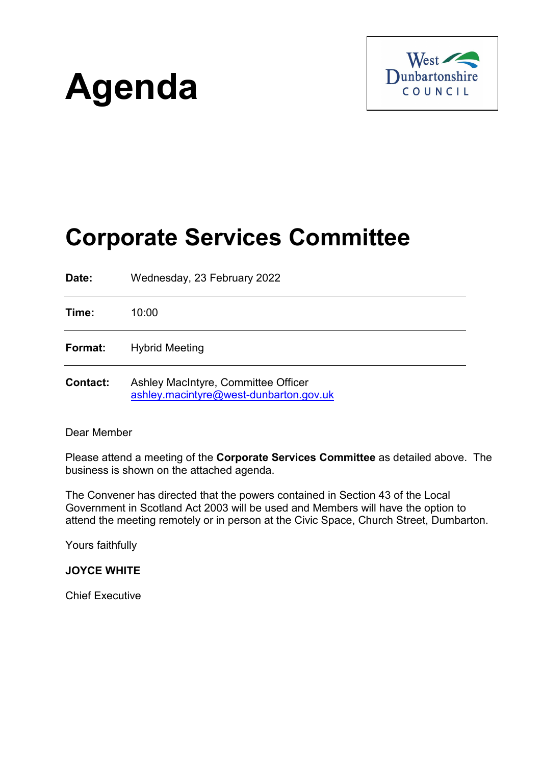# Agenda

West Dunbartonshire COUNCIL

## Corporate Services Committee

| | |
|---|---|
| **Date:** | Wednesday, 23 February 2022 |
| **Time:** | 10:00 |
| **Format:** | Hybrid Meeting |
| **Contact:** | Ashley MacIntyre, Committee Officer<br>ashley.macintyre@west-dunbarton.gov.uk |

Dear Member

Please attend a meeting of the **Corporate Services Committee** as detailed above. The business is shown on the attached agenda.

The Convener has directed that the powers contained in Section 43 of the Local Government in Scotland Act 2003 will be used and Members will have the option to attend the meeting remotely or in person at the Civic Space, Church Street, Dumbarton.

Yours faithfully

**JOYCE WHITE**

Chief Executive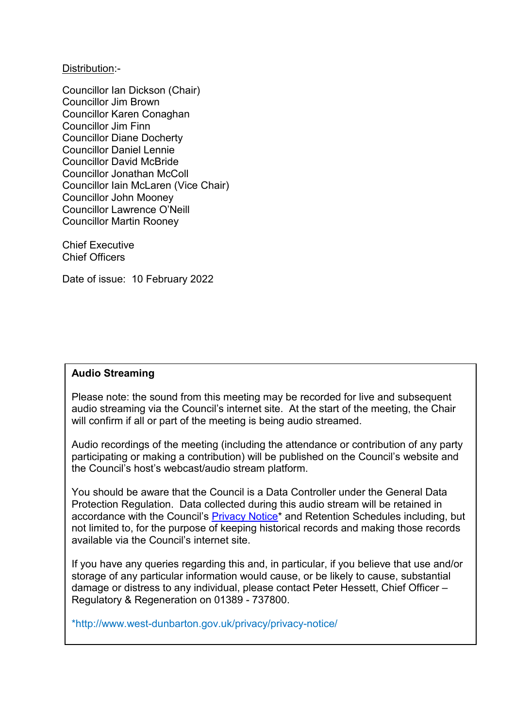Distribution:-

Councillor Ian Dickson (Chair)
Councillor Jim Brown
Councillor Karen Conaghan
Councillor Jim Finn
Councillor Diane Docherty
Councillor Daniel Lennie
Councillor David McBride
Councillor Jonathan McColl
Councillor Iain McLaren (Vice Chair)
Councillor John Mooney
Councillor Lawrence O'Neill
Councillor Martin Rooney

Chief Executive
Chief Officers

Date of issue: 10 February 2022

**Audio Streaming**

Please note: the sound from this meeting may be recorded for live and subsequent audio streaming via the Council's internet site. At the start of the meeting, the Chair will confirm if all or part of the meeting is being audio streamed.

Audio recordings of the meeting (including the attendance or contribution of any party participating or making a contribution) will be published on the Council's website and the Council's host's webcast/audio stream platform.

You should be aware that the Council is a Data Controller under the General Data Protection Regulation. Data collected during this audio stream will be retained in accordance with the Council's [Privacy Notice](http://www.west-dunbarton.gov.uk/privacy/privacy-notice/)* and Retention Schedules including, but not limited to, for the purpose of keeping historical records and making those records available via the Council's internet site.

If you have any queries regarding this and, in particular, if you believe that use and/or storage of any particular information would cause, or be likely to cause, substantial damage or distress to any individual, please contact Peter Hessett, Chief Officer – Regulatory & Regeneration on 01389 - 737800.

*http://www.west-dunbarton.gov.uk/privacy/privacy-notice/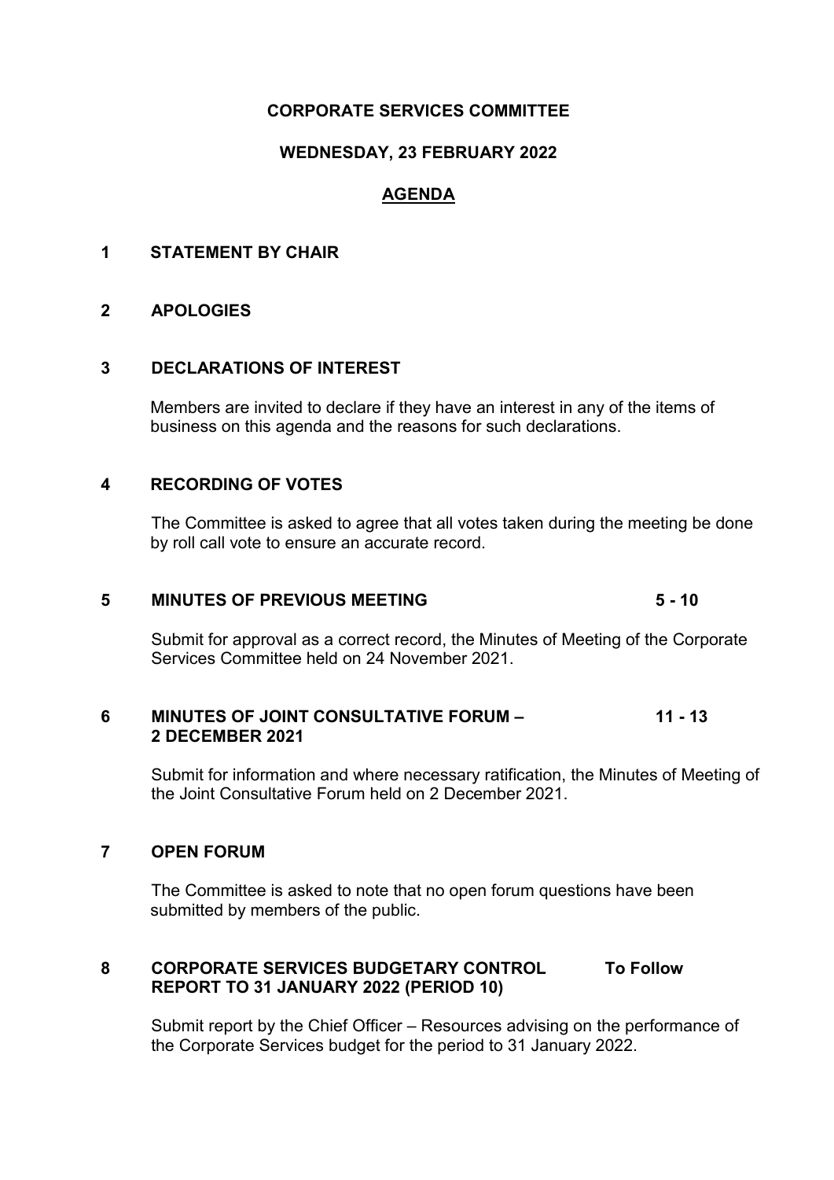**CORPORATE SERVICES COMMITTEE**

**WEDNESDAY, 23 FEBRUARY 2022**

**AGENDA**

**1 STATEMENT BY CHAIR**

**2 APOLOGIES**

**3 DECLARATIONS OF INTEREST**

Members are invited to declare if they have an interest in any of the items of business on this agenda and the reasons for such declarations.

**4 RECORDING OF VOTES**

The Committee is asked to agree that all votes taken during the meeting be done by roll call vote to ensure an accurate record.

**5 MINUTES OF PREVIOUS MEETING** **5 - 10**

Submit for approval as a correct record, the Minutes of Meeting of the Corporate Services Committee held on 24 November 2021.

**6 MINUTES OF JOINT CONSULTATIVE FORUM – 2 DECEMBER 2021** **11 - 13**

Submit for information and where necessary ratification, the Minutes of Meeting of the Joint Consultative Forum held on 2 December 2021.

**7 OPEN FORUM**

The Committee is asked to note that no open forum questions have been submitted by members of the public.

**8 CORPORATE SERVICES BUDGETARY CONTROL REPORT TO 31 JANUARY 2022 (PERIOD 10)** **To Follow**

Submit report by the Chief Officer – Resources advising on the performance of the Corporate Services budget for the period to 31 January 2022.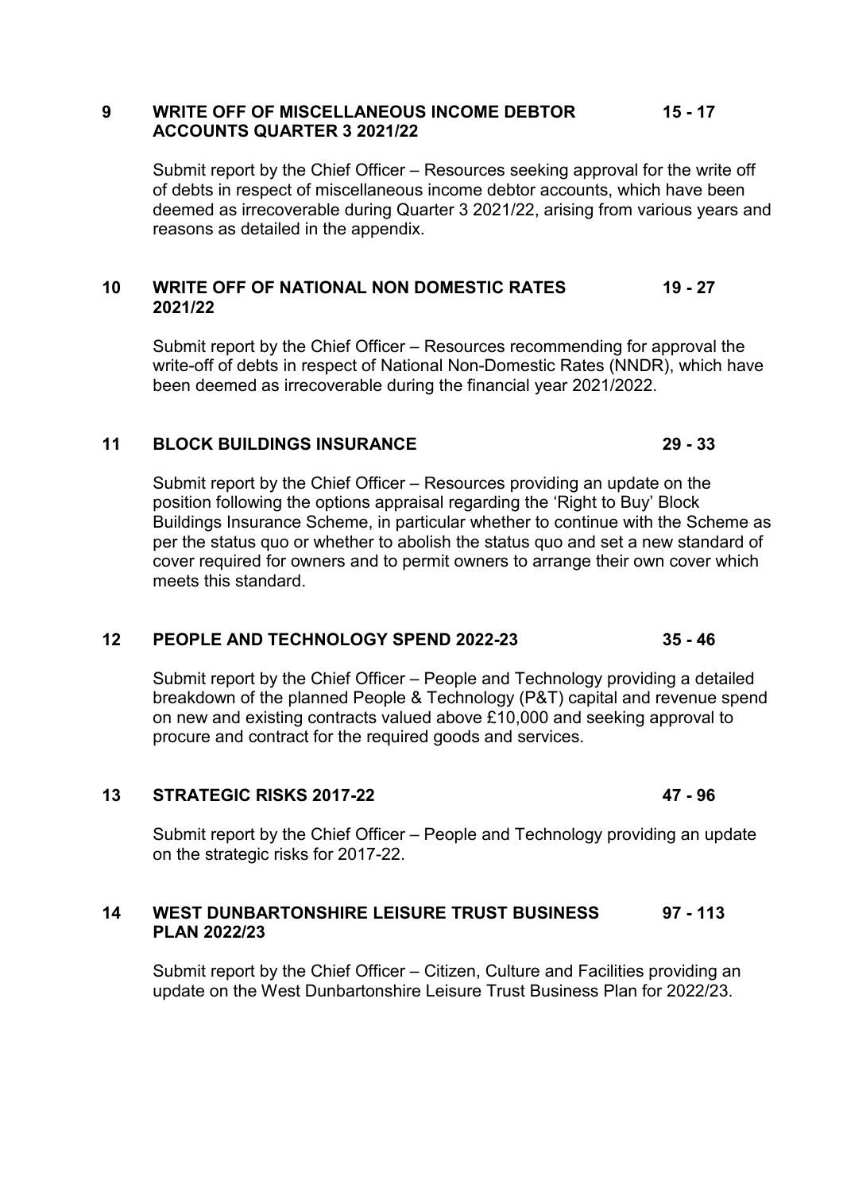**9 WRITE OFF OF MISCELLANEOUS INCOME DEBTOR ACCOUNTS QUARTER 3 2021/22** **15 - 17**

Submit report by the Chief Officer – Resources seeking approval for the write off of debts in respect of miscellaneous income debtor accounts, which have been deemed as irrecoverable during Quarter 3 2021/22, arising from various years and reasons as detailed in the appendix.

**10 WRITE OFF OF NATIONAL NON DOMESTIC RATES 2021/22** **19 - 27**

Submit report by the Chief Officer – Resources recommending for approval the write-off of debts in respect of National Non-Domestic Rates (NNDR), which have been deemed as irrecoverable during the financial year 2021/2022.

**11 BLOCK BUILDINGS INSURANCE** **29 - 33**

Submit report by the Chief Officer – Resources providing an update on the position following the options appraisal regarding the 'Right to Buy' Block Buildings Insurance Scheme, in particular whether to continue with the Scheme as per the status quo or whether to abolish the status quo and set a new standard of cover required for owners and to permit owners to arrange their own cover which meets this standard.

**12 PEOPLE AND TECHNOLOGY SPEND 2022-23** **35 - 46**

Submit report by the Chief Officer – People and Technology providing a detailed breakdown of the planned People & Technology (P&T) capital and revenue spend on new and existing contracts valued above £10,000 and seeking approval to procure and contract for the required goods and services.

**13 STRATEGIC RISKS 2017-22** **47 - 96**

Submit report by the Chief Officer – People and Technology providing an update on the strategic risks for 2017-22.

**14 WEST DUNBARTONSHIRE LEISURE TRUST BUSINESS PLAN 2022/23** **97 - 113**

Submit report by the Chief Officer – Citizen, Culture and Facilities providing an update on the West Dunbartonshire Leisure Trust Business Plan for 2022/23.